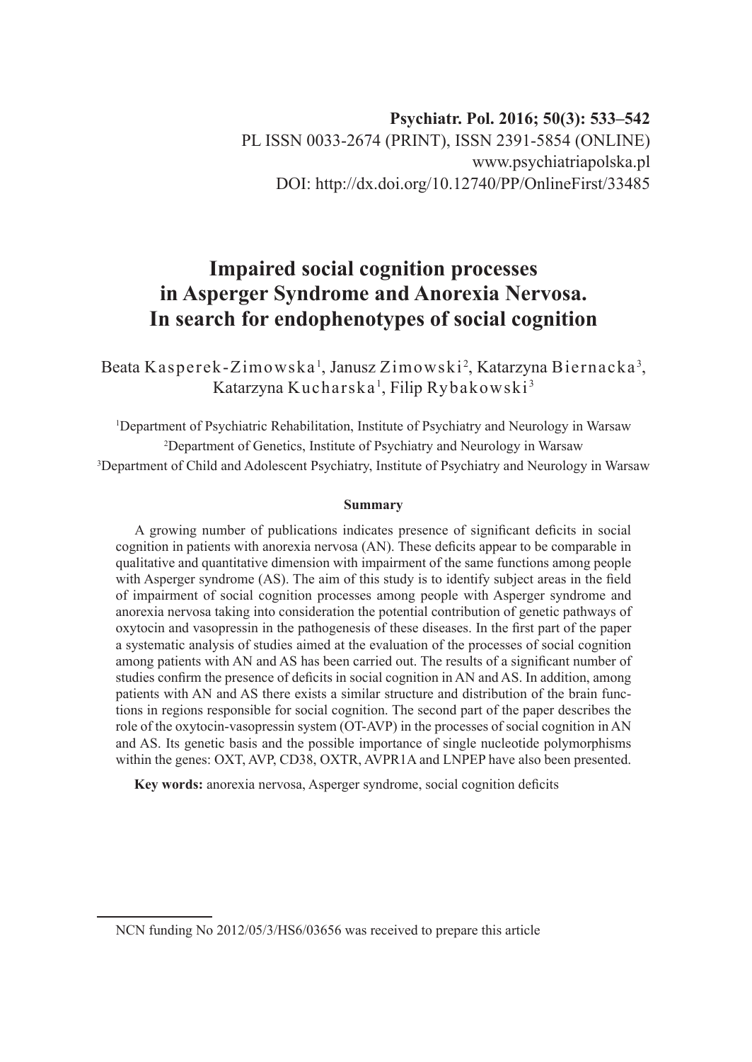# Impaired social cognition processes in Asperger Syndrome and Anorexia Nervosa. In search for endophenotypes of social cognition

Beata Kasperek-Zimowska[1], Janusz Zimowski[2], Katarzyna Biernacka[3], Katarzyna Kucharska[1], Filip Rybakowski[3]

[1]Department of Psychiatric Rehabilitation, Institute of Psychiatry and Neurology in Warsaw
[2]Department of Genetics, Institute of Psychiatry and Neurology in Warsaw
[3]Department of Child and Adolescent Psychiatry, Institute of Psychiatry and Neurology in Warsaw

### Summary

A growing number of publications indicates presence of significant deficits in social cognition in patients with anorexia nervosa (AN). These deficits appear to be comparable in qualitative and quantitative dimension with impairment of the same functions among people with Asperger syndrome (AS). The aim of this study is to identify subject areas in the field of impairment of social cognition processes among people with Asperger syndrome and anorexia nervosa taking into consideration the potential contribution of genetic pathways of oxytocin and vasopressin in the pathogenesis of these diseases. In the first part of the paper a systematic analysis of studies aimed at the evaluation of the processes of social cognition among patients with AN and AS has been carried out. The results of a significant number of studies confirm the presence of deficits in social cognition in AN and AS. In addition, among patients with AN and AS there exists a similar structure and distribution of the brain functions in regions responsible for social cognition. The second part of the paper describes the role of the oxytocin-vasopressin system (OT-AVP) in the processes of social cognition in AN and AS. Its genetic basis and the possible importance of single nucleotide polymorphisms within the genes: OXT, AVP, CD38, OXTR, AVPR1A and LNPEP have also been presented.

**Key words:** anorexia nervosa, Asperger syndrome, social cognition deficits

NCN funding No 2012/05/3/HS6/03656 was received to prepare this article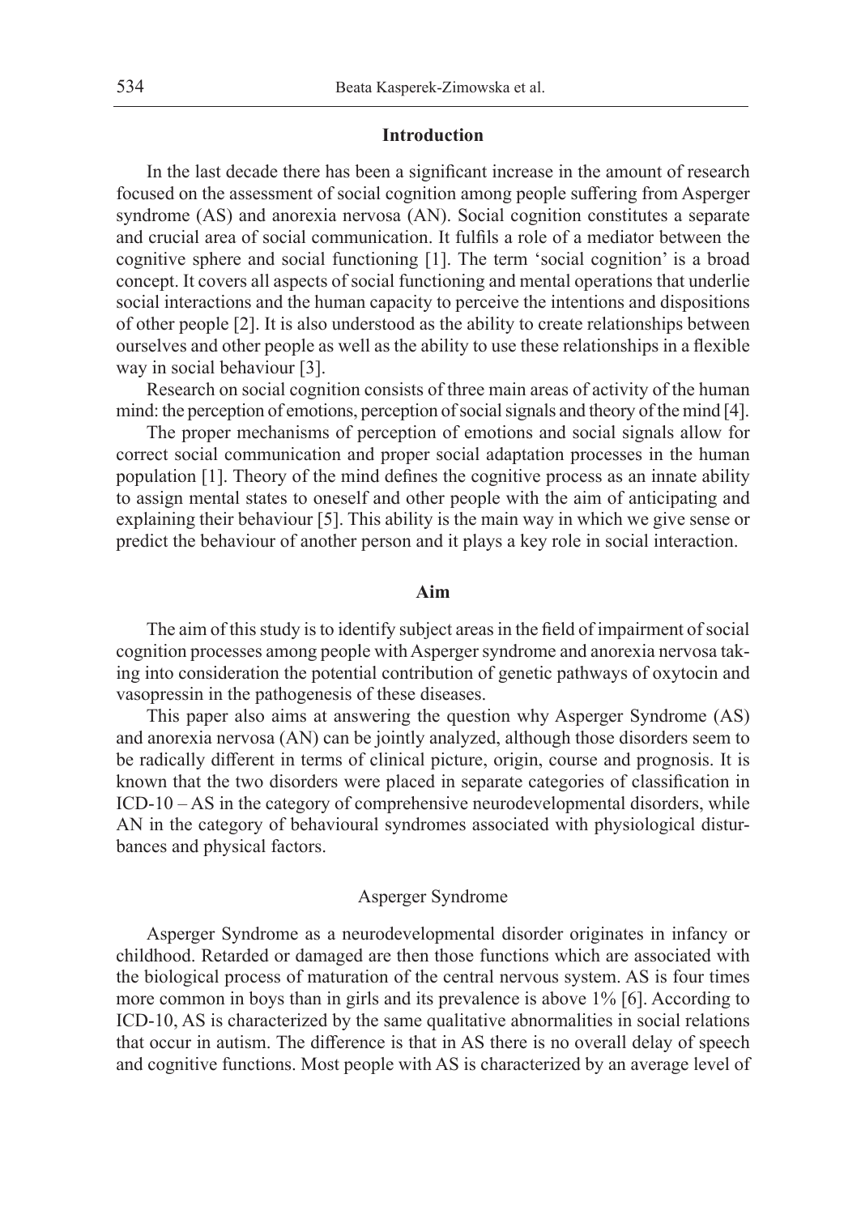## Introduction

In the last decade there has been a significant increase in the amount of research focused on the assessment of social cognition among people suffering from Asperger syndrome (AS) and anorexia nervosa (AN). Social cognition constitutes a separate and crucial area of social communication. It fulfils a role of a mediator between the cognitive sphere and social functioning [1]. The term 'social cognition' is a broad concept. It covers all aspects of social functioning and mental operations that underlie social interactions and the human capacity to perceive the intentions and dispositions of other people [2]. It is also understood as the ability to create relationships between ourselves and other people as well as the ability to use these relationships in a flexible way in social behaviour [3].

Research on social cognition consists of three main areas of activity of the human mind: the perception of emotions, perception of social signals and theory of the mind [4].

The proper mechanisms of perception of emotions and social signals allow for correct social communication and proper social adaptation processes in the human population [1]. Theory of the mind defines the cognitive process as an innate ability to assign mental states to oneself and other people with the aim of anticipating and explaining their behaviour [5]. This ability is the main way in which we give sense or predict the behaviour of another person and it plays a key role in social interaction.

## Aim

The aim of this study is to identify subject areas in the field of impairment of social cognition processes among people with Asperger syndrome and anorexia nervosa taking into consideration the potential contribution of genetic pathways of oxytocin and vasopressin in the pathogenesis of these diseases.

This paper also aims at answering the question why Asperger Syndrome (AS) and anorexia nervosa (AN) can be jointly analyzed, although those disorders seem to be radically different in terms of clinical picture, origin, course and prognosis. It is known that the two disorders were placed in separate categories of classification in ICD-10 – AS in the category of comprehensive neurodevelopmental disorders, while AN in the category of behavioural syndromes associated with physiological disturbances and physical factors.

### Asperger Syndrome

Asperger Syndrome as a neurodevelopmental disorder originates in infancy or childhood. Retarded or damaged are then those functions which are associated with the biological process of maturation of the central nervous system. AS is four times more common in boys than in girls and its prevalence is above 1% [6]. According to ICD-10, AS is characterized by the same qualitative abnormalities in social relations that occur in autism. The difference is that in AS there is no overall delay of speech and cognitive functions. Most people with AS is characterized by an average level of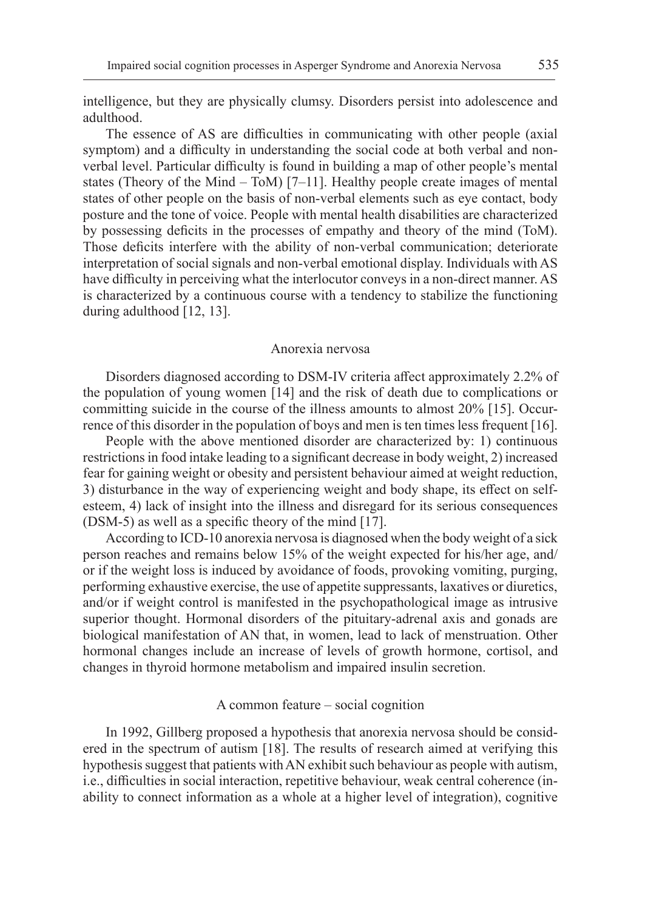intelligence, but they are physically clumsy. Disorders persist into adolescence and adulthood.

The essence of AS are difficulties in communicating with other people (axial symptom) and a difficulty in understanding the social code at both verbal and non-verbal level. Particular difficulty is found in building a map of other people's mental states (Theory of the Mind – ToM) [7–11]. Healthy people create images of mental states of other people on the basis of non-verbal elements such as eye contact, body posture and the tone of voice. People with mental health disabilities are characterized by possessing deficits in the processes of empathy and theory of the mind (ToM). Those deficits interfere with the ability of non-verbal communication; deteriorate interpretation of social signals and non-verbal emotional display. Individuals with AS have difficulty in perceiving what the interlocutor conveys in a non-direct manner. AS is characterized by a continuous course with a tendency to stabilize the functioning during adulthood [12, 13].

## Anorexia nervosa

Disorders diagnosed according to DSM-IV criteria affect approximately 2.2% of the population of young women [14] and the risk of death due to complications or committing suicide in the course of the illness amounts to almost 20% [15]. Occurrence of this disorder in the population of boys and men is ten times less frequent [16].

People with the above mentioned disorder are characterized by: 1) continuous restrictions in food intake leading to a significant decrease in body weight, 2) increased fear for gaining weight or obesity and persistent behaviour aimed at weight reduction, 3) disturbance in the way of experiencing weight and body shape, its effect on self-esteem, 4) lack of insight into the illness and disregard for its serious consequences (DSM-5) as well as a specific theory of the mind [17].

According to ICD-10 anorexia nervosa is diagnosed when the body weight of a sick person reaches and remains below 15% of the weight expected for his/her age, and/or if the weight loss is induced by avoidance of foods, provoking vomiting, purging, performing exhaustive exercise, the use of appetite suppressants, laxatives or diuretics, and/or if weight control is manifested in the psychopathological image as intrusive superior thought. Hormonal disorders of the pituitary-adrenal axis and gonads are biological manifestation of AN that, in women, lead to lack of menstruation. Other hormonal changes include an increase of levels of growth hormone, cortisol, and changes in thyroid hormone metabolism and impaired insulin secretion.

## A common feature – social cognition

In 1992, Gillberg proposed a hypothesis that anorexia nervosa should be considered in the spectrum of autism [18]. The results of research aimed at verifying this hypothesis suggest that patients with AN exhibit such behaviour as people with autism, i.e., difficulties in social interaction, repetitive behaviour, weak central coherence (inability to connect information as a whole at a higher level of integration), cognitive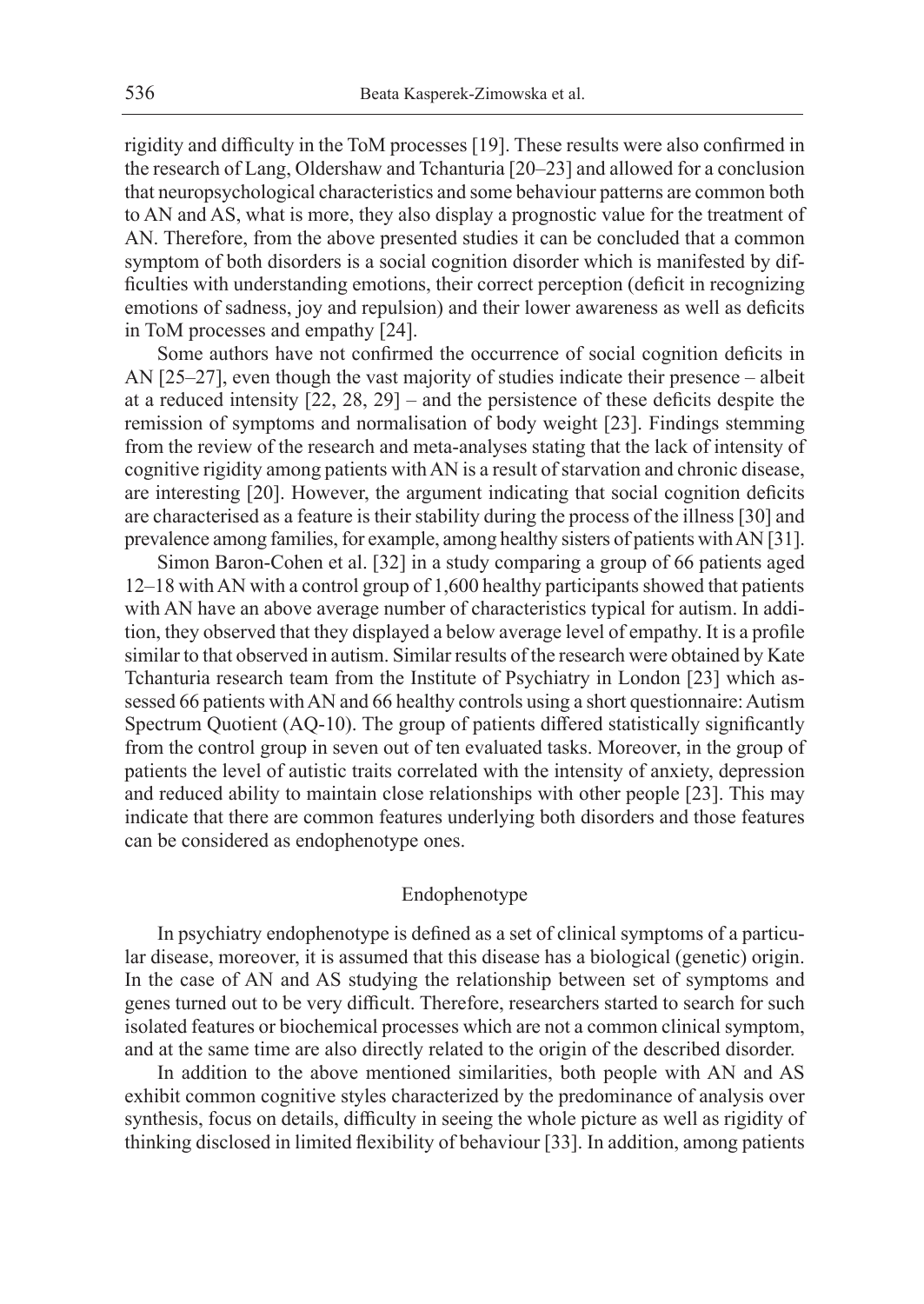rigidity and difficulty in the ToM processes [19]. These results were also confirmed in the research of Lang, Oldershaw and Tchanturia [20–23] and allowed for a conclusion that neuropsychological characteristics and some behaviour patterns are common both to AN and AS, what is more, they also display a prognostic value for the treatment of AN. Therefore, from the above presented studies it can be concluded that a common symptom of both disorders is a social cognition disorder which is manifested by difficulties with understanding emotions, their correct perception (deficit in recognizing emotions of sadness, joy and repulsion) and their lower awareness as well as deficits in ToM processes and empathy [24].

Some authors have not confirmed the occurrence of social cognition deficits in AN [25–27], even though the vast majority of studies indicate their presence – albeit at a reduced intensity [22, 28, 29] – and the persistence of these deficits despite the remission of symptoms and normalisation of body weight [23]. Findings stemming from the review of the research and meta-analyses stating that the lack of intensity of cognitive rigidity among patients with AN is a result of starvation and chronic disease, are interesting [20]. However, the argument indicating that social cognition deficits are characterised as a feature is their stability during the process of the illness [30] and prevalence among families, for example, among healthy sisters of patients with AN [31].

Simon Baron-Cohen et al. [32] in a study comparing a group of 66 patients aged 12–18 with AN with a control group of 1,600 healthy participants showed that patients with AN have an above average number of characteristics typical for autism. In addition, they observed that they displayed a below average level of empathy. It is a profile similar to that observed in autism. Similar results of the research were obtained by Kate Tchanturia research team from the Institute of Psychiatry in London [23] which assessed 66 patients with AN and 66 healthy controls using a short questionnaire: Autism Spectrum Quotient (AQ-10). The group of patients differed statistically significantly from the control group in seven out of ten evaluated tasks. Moreover, in the group of patients the level of autistic traits correlated with the intensity of anxiety, depression and reduced ability to maintain close relationships with other people [23]. This may indicate that there are common features underlying both disorders and those features can be considered as endophenotype ones.

## Endophenotype

In psychiatry endophenotype is defined as a set of clinical symptoms of a particular disease, moreover, it is assumed that this disease has a biological (genetic) origin. In the case of AN and AS studying the relationship between set of symptoms and genes turned out to be very difficult. Therefore, researchers started to search for such isolated features or biochemical processes which are not a common clinical symptom, and at the same time are also directly related to the origin of the described disorder.

In addition to the above mentioned similarities, both people with AN and AS exhibit common cognitive styles characterized by the predominance of analysis over synthesis, focus on details, difficulty in seeing the whole picture as well as rigidity of thinking disclosed in limited flexibility of behaviour [33]. In addition, among patients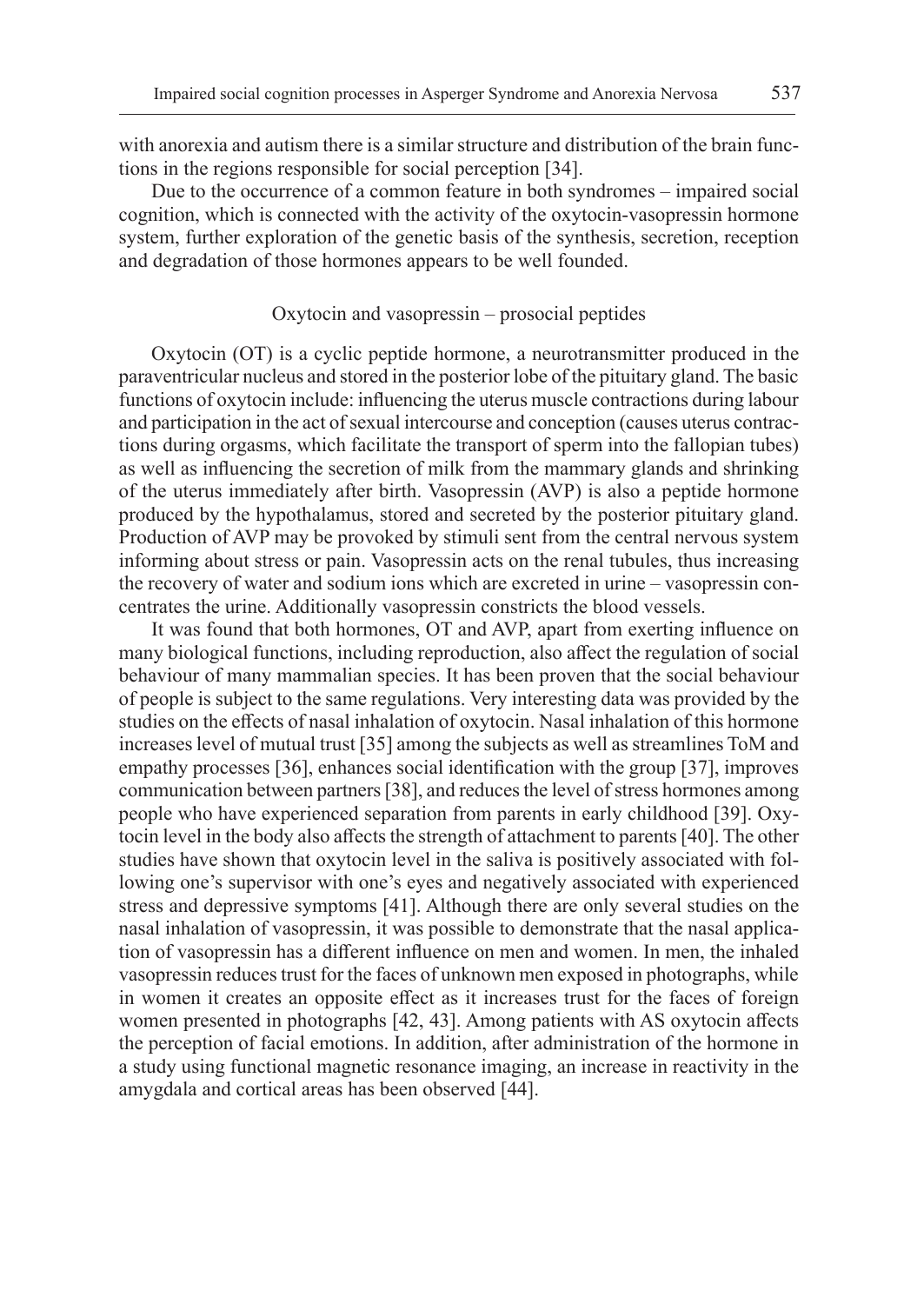with anorexia and autism there is a similar structure and distribution of the brain functions in the regions responsible for social perception [34].

Due to the occurrence of a common feature in both syndromes – impaired social cognition, which is connected with the activity of the oxytocin-vasopressin hormone system, further exploration of the genetic basis of the synthesis, secretion, reception and degradation of those hormones appears to be well founded.

## Oxytocin and vasopressin – prosocial peptides

Oxytocin (OT) is a cyclic peptide hormone, a neurotransmitter produced in the paraventricular nucleus and stored in the posterior lobe of the pituitary gland. The basic functions of oxytocin include: influencing the uterus muscle contractions during labour and participation in the act of sexual intercourse and conception (causes uterus contractions during orgasms, which facilitate the transport of sperm into the fallopian tubes) as well as influencing the secretion of milk from the mammary glands and shrinking of the uterus immediately after birth. Vasopressin (AVP) is also a peptide hormone produced by the hypothalamus, stored and secreted by the posterior pituitary gland. Production of AVP may be provoked by stimuli sent from the central nervous system informing about stress or pain. Vasopressin acts on the renal tubules, thus increasing the recovery of water and sodium ions which are excreted in urine – vasopressin concentrates the urine. Additionally vasopressin constricts the blood vessels.

It was found that both hormones, OT and AVP, apart from exerting influence on many biological functions, including reproduction, also affect the regulation of social behaviour of many mammalian species. It has been proven that the social behaviour of people is subject to the same regulations. Very interesting data was provided by the studies on the effects of nasal inhalation of oxytocin. Nasal inhalation of this hormone increases level of mutual trust [35] among the subjects as well as streamlines ToM and empathy processes [36], enhances social identification with the group [37], improves communication between partners [38], and reduces the level of stress hormones among people who have experienced separation from parents in early childhood [39]. Oxytocin level in the body also affects the strength of attachment to parents [40]. The other studies have shown that oxytocin level in the saliva is positively associated with following one's supervisor with one's eyes and negatively associated with experienced stress and depressive symptoms [41]. Although there are only several studies on the nasal inhalation of vasopressin, it was possible to demonstrate that the nasal application of vasopressin has a different influence on men and women. In men, the inhaled vasopressin reduces trust for the faces of unknown men exposed in photographs, while in women it creates an opposite effect as it increases trust for the faces of foreign women presented in photographs [42, 43]. Among patients with AS oxytocin affects the perception of facial emotions. In addition, after administration of the hormone in a study using functional magnetic resonance imaging, an increase in reactivity in the amygdala and cortical areas has been observed [44].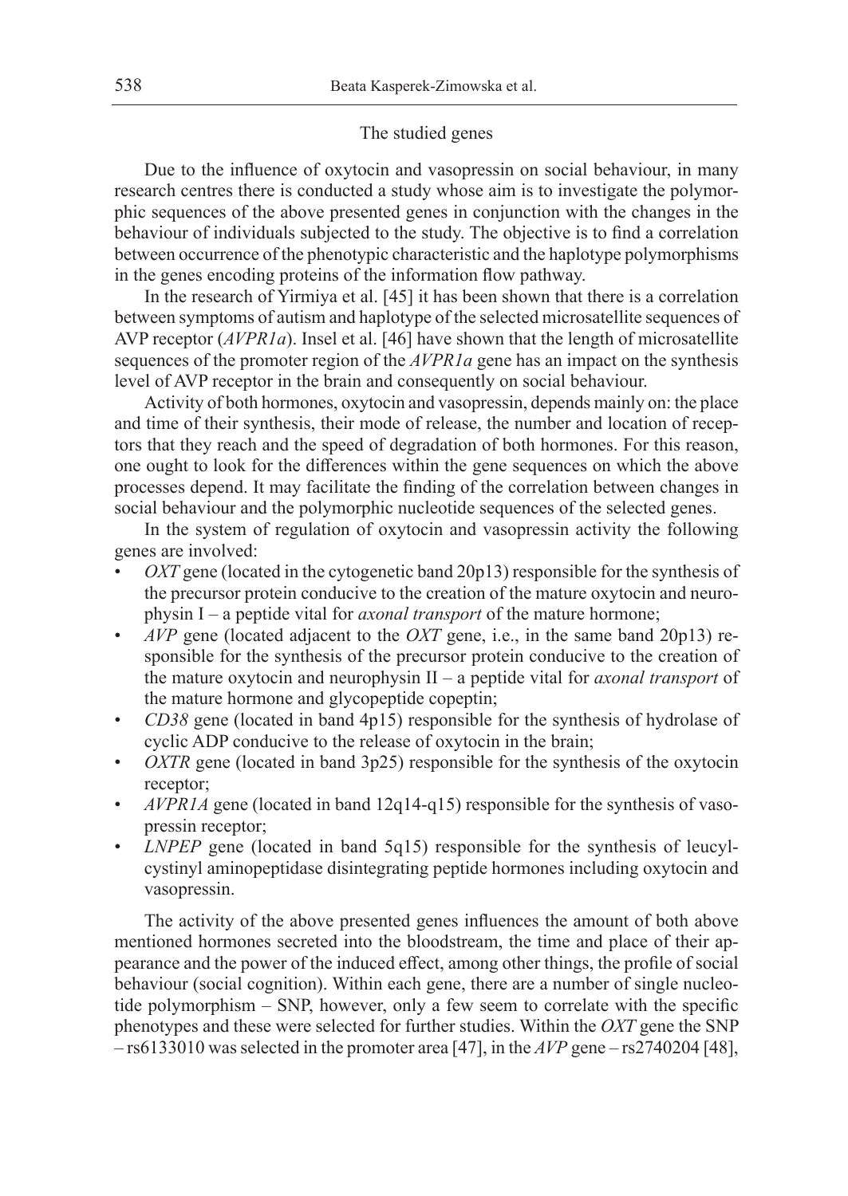## The studied genes

Due to the influence of oxytocin and vasopressin on social behaviour, in many research centres there is conducted a study whose aim is to investigate the polymorphic sequences of the above presented genes in conjunction with the changes in the behaviour of individuals subjected to the study. The objective is to find a correlation between occurrence of the phenotypic characteristic and the haplotype polymorphisms in the genes encoding proteins of the information flow pathway.

In the research of Yirmiya et al. [45] it has been shown that there is a correlation between symptoms of autism and haplotype of the selected microsatellite sequences of AVP receptor (*AVPR1a*). Insel et al. [46] have shown that the length of microsatellite sequences of the promoter region of the *AVPR1a* gene has an impact on the synthesis level of AVP receptor in the brain and consequently on social behaviour.

Activity of both hormones, oxytocin and vasopressin, depends mainly on: the place and time of their synthesis, their mode of release, the number and location of receptors that they reach and the speed of degradation of both hormones. For this reason, one ought to look for the differences within the gene sequences on which the above processes depend. It may facilitate the finding of the correlation between changes in social behaviour and the polymorphic nucleotide sequences of the selected genes.

In the system of regulation of oxytocin and vasopressin activity the following genes are involved:

- *OXT* gene (located in the cytogenetic band 20p13) responsible for the synthesis of the precursor protein conducive to the creation of the mature oxytocin and neurophysin I – a peptide vital for *axonal transport* of the mature hormone;
- *AVP* gene (located adjacent to the *OXT* gene, i.e., in the same band 20p13) responsible for the synthesis of the precursor protein conducive to the creation of the mature oxytocin and neurophysin II – a peptide vital for *axonal transport* of the mature hormone and glycopeptide copeptin;
- *CD38* gene (located in band 4p15) responsible for the synthesis of hydrolase of cyclic ADP conducive to the release of oxytocin in the brain;
- *OXTR* gene (located in band 3p25) responsible for the synthesis of the oxytocin receptor;
- *AVPR1A* gene (located in band 12q14-q15) responsible for the synthesis of vasopressin receptor;
- *LNPEP* gene (located in band 5q15) responsible for the synthesis of leucyl-cystinyl aminopeptidase disintegrating peptide hormones including oxytocin and vasopressin.

The activity of the above presented genes influences the amount of both above mentioned hormones secreted into the bloodstream, the time and place of their appearance and the power of the induced effect, among other things, the profile of social behaviour (social cognition). Within each gene, there are a number of single nucleotide polymorphism – SNP, however, only a few seem to correlate with the specific phenotypes and these were selected for further studies. Within the *OXT* gene the SNP – rs6133010 was selected in the promoter area [47], in the *AVP* gene – rs2740204 [48],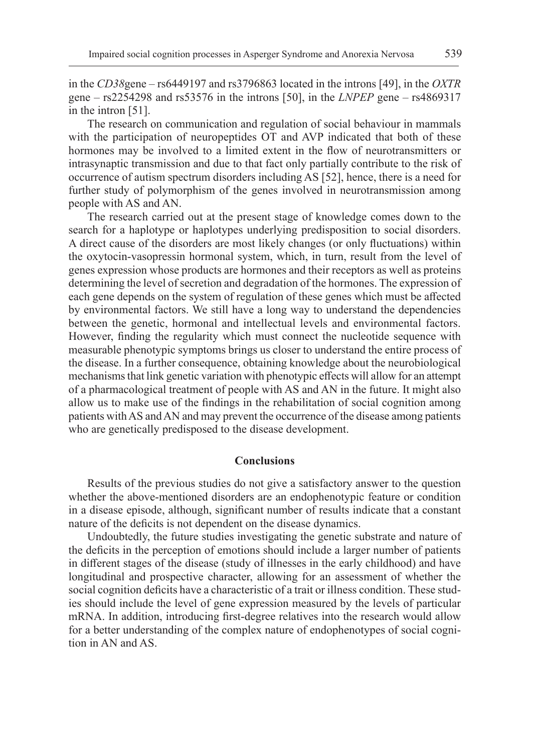in the *CD38*gene – rs6449197 and rs3796863 located in the introns [49], in the *OXTR* gene – rs2254298 and rs53576 in the introns [50], in the *LNPEP* gene – rs4869317 in the intron [51].

The research on communication and regulation of social behaviour in mammals with the participation of neuropeptides OT and AVP indicated that both of these hormones may be involved to a limited extent in the flow of neurotransmitters or intrasynaptic transmission and due to that fact only partially contribute to the risk of occurrence of autism spectrum disorders including AS [52], hence, there is a need for further study of polymorphism of the genes involved in neurotransmission among people with AS and AN.

The research carried out at the present stage of knowledge comes down to the search for a haplotype or haplotypes underlying predisposition to social disorders. A direct cause of the disorders are most likely changes (or only fluctuations) within the oxytocin-vasopressin hormonal system, which, in turn, result from the level of genes expression whose products are hormones and their receptors as well as proteins determining the level of secretion and degradation of the hormones. The expression of each gene depends on the system of regulation of these genes which must be affected by environmental factors. We still have a long way to understand the dependencies between the genetic, hormonal and intellectual levels and environmental factors. However, finding the regularity which must connect the nucleotide sequence with measurable phenotypic symptoms brings us closer to understand the entire process of the disease. In a further consequence, obtaining knowledge about the neurobiological mechanisms that link genetic variation with phenotypic effects will allow for an attempt of a pharmacological treatment of people with AS and AN in the future. It might also allow us to make use of the findings in the rehabilitation of social cognition among patients with AS and AN and may prevent the occurrence of the disease among patients who are genetically predisposed to the disease development.

## Conclusions

Results of the previous studies do not give a satisfactory answer to the question whether the above-mentioned disorders are an endophenotypic feature or condition in a disease episode, although, significant number of results indicate that a constant nature of the deficits is not dependent on the disease dynamics.

Undoubtedly, the future studies investigating the genetic substrate and nature of the deficits in the perception of emotions should include a larger number of patients in different stages of the disease (study of illnesses in the early childhood) and have longitudinal and prospective character, allowing for an assessment of whether the social cognition deficits have a characteristic of a trait or illness condition. These studies should include the level of gene expression measured by the levels of particular mRNA. In addition, introducing first-degree relatives into the research would allow for a better understanding of the complex nature of endophenotypes of social cognition in AN and AS.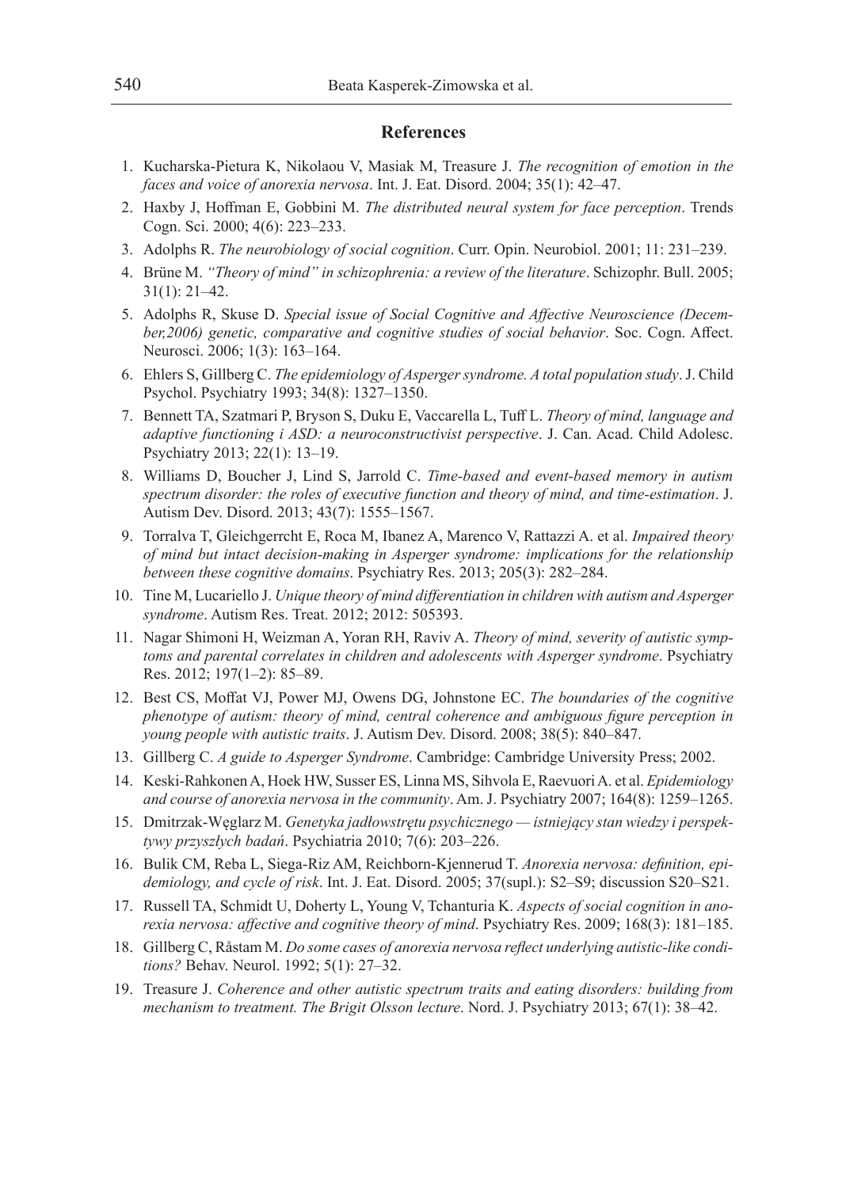## References

1. Kucharska-Pietura K, Nikolaou V, Masiak M, Treasure J. *The recognition of emotion in the faces and voice of anorexia nervosa*. Int. J. Eat. Disord. 2004; 35(1): 42–47.
2. Haxby J, Hoffman E, Gobbini M. *The distributed neural system for face perception*. Trends Cogn. Sci. 2000; 4(6): 223–233.
3. Adolphs R. *The neurobiology of social cognition*. Curr. Opin. Neurobiol. 2001; 11: 231–239.
4. Brüne M. *"Theory of mind" in schizophrenia: a review of the literature*. Schizophr. Bull. 2005; 31(1): 21–42.
5. Adolphs R, Skuse D. *Special issue of Social Cognitive and Affective Neuroscience (December,2006) genetic, comparative and cognitive studies of social behavior*. Soc. Cogn. Affect. Neurosci. 2006; 1(3): 163–164.
6. Ehlers S, Gillberg C. *The epidemiology of Asperger syndrome. A total population study*. J. Child Psychol. Psychiatry 1993; 34(8): 1327–1350.
7. Bennett TA, Szatmari P, Bryson S, Duku E, Vaccarella L, Tuff L. *Theory of mind, language and adaptive functioning i ASD: a neuroconstructivist perspective*. J. Can. Acad. Child Adolesc. Psychiatry 2013; 22(1): 13–19.
8. Williams D, Boucher J, Lind S, Jarrold C. *Time-based and event-based memory in autism spectrum disorder: the roles of executive function and theory of mind, and time-estimation*. J. Autism Dev. Disord. 2013; 43(7): 1555–1567.
9. Torralva T, Gleichgerrcht E, Roca M, Ibanez A, Marenco V, Rattazzi A. et al. *Impaired theory of mind but intact decision-making in Asperger syndrome: implications for the relationship between these cognitive domains*. Psychiatry Res. 2013; 205(3): 282–284.
10. Tine M, Lucariello J. *Unique theory of mind differentiation in children with autism and Asperger syndrome*. Autism Res. Treat. 2012; 2012: 505393.
11. Nagar Shimoni H, Weizman A, Yoran RH, Raviv A. *Theory of mind, severity of autistic symptoms and parental correlates in children and adolescents with Asperger syndrome*. Psychiatry Res. 2012; 197(1–2): 85–89.
12. Best CS, Moffat VJ, Power MJ, Owens DG, Johnstone EC. *The boundaries of the cognitive phenotype of autism: theory of mind, central coherence and ambiguous figure perception in young people with autistic traits*. J. Autism Dev. Disord. 2008; 38(5): 840–847.
13. Gillberg C. *A guide to Asperger Syndrome*. Cambridge: Cambridge University Press; 2002.
14. Keski-Rahkonen A, Hoek HW, Susser ES, Linna MS, Sihvola E, Raevuori A. et al. *Epidemiology and course of anorexia nervosa in the community*. Am. J. Psychiatry 2007; 164(8): 1259–1265.
15. Dmitrzak-Węglarz M. *Genetyka jadłowstrętu psychicznego — istniejący stan wiedzy i perspektywy przyszłych badań*. Psychiatria 2010; 7(6): 203–226.
16. Bulik CM, Reba L, Siega-Riz AM, Reichborn-Kjennerud T. *Anorexia nervosa: definition, epidemiology, and cycle of risk*. Int. J. Eat. Disord. 2005; 37(supl.): S2–S9; discussion S20–S21.
17. Russell TA, Schmidt U, Doherty L, Young V, Tchanturia K. *Aspects of social cognition in anorexia nervosa: affective and cognitive theory of mind*. Psychiatry Res. 2009; 168(3): 181–185.
18. Gillberg C, Råstam M. *Do some cases of anorexia nervosa reflect underlying autistic-like conditions?* Behav. Neurol. 1992; 5(1): 27–32.
19. Treasure J. *Coherence and other autistic spectrum traits and eating disorders: building from mechanism to treatment. The Brigit Olsson lecture*. Nord. J. Psychiatry 2013; 67(1): 38–42.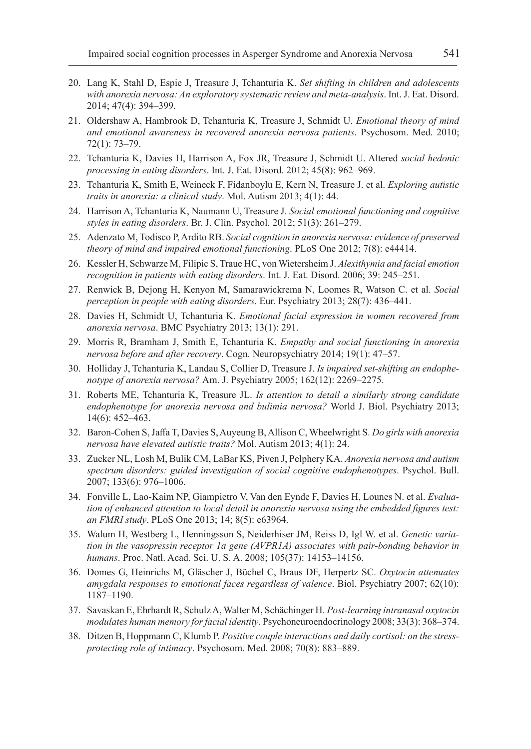20. Lang K, Stahl D, Espie J, Treasure J, Tchanturia K. *Set shifting in children and adolescents with anorexia nervosa: An exploratory systematic review and meta-analysis*. Int. J. Eat. Disord. 2014; 47(4): 394–399.
21. Oldershaw A, Hambrook D, Tchanturia K, Treasure J, Schmidt U. *Emotional theory of mind and emotional awareness in recovered anorexia nervosa patients*. Psychosom. Med. 2010; 72(1): 73–79.
22. Tchanturia K, Davies H, Harrison A, Fox JR, Treasure J, Schmidt U. Altered *social hedonic processing in eating disorders*. Int. J. Eat. Disord. 2012; 45(8): 962–969.
23. Tchanturia K, Smith E, Weineck F, Fidanboylu E, Kern N, Treasure J. et al. *Exploring autistic traits in anorexia: a clinical study*. Mol. Autism 2013; 4(1): 44.
24. Harrison A, Tchanturia K, Naumann U, Treasure J. *Social emotional functioning and cognitive styles in eating disorders*. Br. J. Clin. Psychol. 2012; 51(3): 261–279.
25. Adenzato M, Todisco P, Ardito RB. *Social cognition in anorexia nervosa: evidence of preserved theory of mind and impaired emotional functioning*. PLoS One 2012; 7(8): e44414.
26. Kessler H, Schwarze M, Filipic S, Traue HC, von Wietersheim J. *Alexithymia and facial emotion recognition in patients with eating disorders*. Int. J. Eat. Disord. 2006; 39: 245–251.
27. Renwick B, Dejong H, Kenyon M, Samarawickrema N, Loomes R, Watson C. et al. *Social perception in people with eating disorders*. Eur. Psychiatry 2013; 28(7): 436–441.
28. Davies H, Schmidt U, Tchanturia K. *Emotional facial expression in women recovered from anorexia nervosa*. BMC Psychiatry 2013; 13(1): 291.
29. Morris R, Bramham J, Smith E, Tchanturia K. *Empathy and social functioning in anorexia nervosa before and after recovery*. Cogn. Neuropsychiatry 2014; 19(1): 47–57.
30. Holliday J, Tchanturia K, Landau S, Collier D, Treasure J. *Is impaired set-shifting an endophenotype of anorexia nervosa?* Am. J. Psychiatry 2005; 162(12): 2269–2275.
31. Roberts ME, Tchanturia K, Treasure JL. *Is attention to detail a similarly strong candidate endophenotype for anorexia nervosa and bulimia nervosa?* World J. Biol. Psychiatry 2013; 14(6): 452–463.
32. Baron-Cohen S, Jaffa T, Davies S, Auyeung B, Allison C, Wheelwright S. *Do girls with anorexia nervosa have elevated autistic traits?* Mol. Autism 2013; 4(1): 24.
33. Zucker NL, Losh M, Bulik CM, LaBar KS, Piven J, Pelphery KA. *Anorexia nervosa and autism spectrum disorders: guided investigation of social cognitive endophenotypes*. Psychol. Bull. 2007; 133(6): 976–1006.
34. Fonville L, Lao-Kaim NP, Giampietro V, Van den Eynde F, Davies H, Lounes N. et al. *Evaluation of enhanced attention to local detail in anorexia nervosa using the embedded figures test: an FMRI study*. PLoS One 2013; 14; 8(5): e63964.
35. Walum H, Westberg L, Henningsson S, Neiderhiser JM, Reiss D, Igl W. et al. *Genetic variation in the vasopressin receptor 1a gene (AVPR1A) associates with pair-bonding behavior in humans*. Proc. Natl. Acad. Sci. U. S. A. 2008; 105(37): 14153–14156.
36. Domes G, Heinrichs M, Gläscher J, Büchel C, Braus DF, Herpertz SC. *Oxytocin attenuates amygdala responses to emotional faces regardless of valence*. Biol. Psychiatry 2007; 62(10): 1187–1190.
37. Savaskan E, Ehrhardt R, Schulz A, Walter M, Schächinger H. *Post-learning intranasal oxytocin modulates human memory for facial identity*. Psychoneuroendocrinology 2008; 33(3): 368–374.
38. Ditzen B, Hoppmann C, Klumb P. *Positive couple interactions and daily cortisol: on the stress-protecting role of intimacy*. Psychosom. Med. 2008; 70(8): 883–889.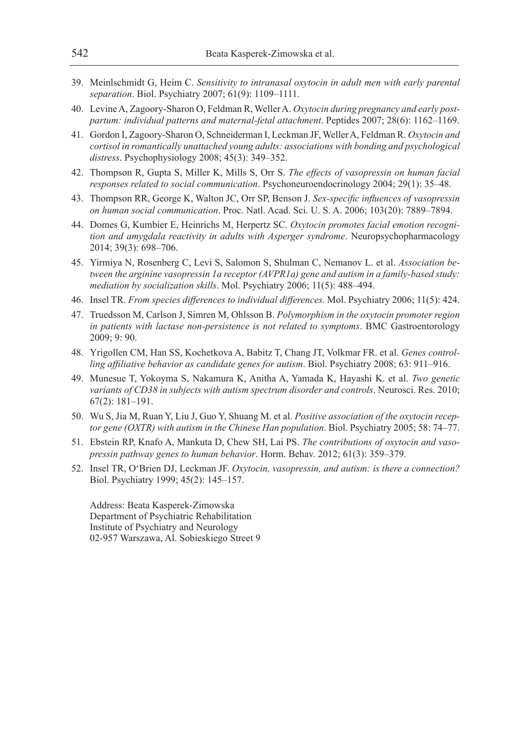39. Meinlschmidt G, Heim C. *Sensitivity to intranasal oxytocin in adult men with early parental separation*. Biol. Psychiatry 2007; 61(9): 1109–1111.
40. Levine A, Zagoory-Sharon O, Feldman R, Weller A. *Oxytocin during pregnancy and early postpartum: individual patterns and maternal-fetal attachment*. Peptides 2007; 28(6): 1162–1169.
41. Gordon I, Zagoory-Sharon O, Schneiderman I, Leckman JF, Weller A, Feldman R. *Oxytocin and cortisol in romantically unattached young adults: associations with bonding and psychological distress*. Psychophysiology 2008; 45(3): 349–352.
42. Thompson R, Gupta S, Miller K, Mills S, Orr S. *The effects of vasopressin on human facial responses related to social communication*. Psychoneuroendocrinology 2004; 29(1): 35–48.
43. Thompson RR, George K, Walton JC, Orr SP, Benson J. *Sex-specific influences of vasopressin on human social communication*. Proc. Natl. Acad. Sci. U. S. A. 2006; 103(20): 7889–7894.
44. Domes G, Kumbier E, Heinrichs M, Herpertz SC. *Oxytocin promotes facial emotion recognition and amygdala reactivity in adults with Asperger syndrome*. Neuropsychopharmacology 2014; 39(3): 698–706.
45. Yirmiya N, Rosenberg C, Levi S, Salomon S, Shulman C, Nemanov L. et al. *Association between the arginine vasopressin 1a receptor (AVPR1a) gene and autism in a family-based study: mediation by socialization skills*. Mol. Psychiatry 2006; 11(5): 488–494.
46. Insel TR. *From species differences to individual differences*. Mol. Psychiatry 2006; 11(5): 424.
47. Truedsson M, Carlson J, Simren M, Ohlsson B. *Polymorphism in the oxytocin promoter region in patients with lactase non-persistence is not related to symptoms*. BMC Gastroentorology 2009; 9: 90.
48. Yrigollen CM, Han SS, Kochetkova A, Babitz T, Chang JT, Volkmar FR. et al. *Genes controlling affiliative behavior as candidate genes for autism*. Biol. Psychiatry 2008; 63: 911–916.
49. Munesue T, Yokoyma S, Nakamura K, Anitha A, Yamada K, Hayashi K. et al. *Two genetic variants of CD38 in subjects with autism spectrum disorder and controls*. Neurosci. Res. 2010; 67(2): 181–191.
50. Wu S, Jia M, Ruan Y, Liu J, Guo Y, Shuang M. et al. *Positive association of the oxytocin receptor gene (OXTR) with autism in the Chinese Han population*. Biol. Psychiatry 2005; 58: 74–77.
51. Ebstein RP, Knafo A, Mankuta D, Chew SH, Lai PS. *The contributions of oxytocin and vasopressin pathway genes to human behavior*. Horm. Behav. 2012; 61(3): 359–379.
52. Insel TR, O'Brien DJ, Leckman JF. *Oxytocin, vasopressin, and autism: is there a connection?* Biol. Psychiatry 1999; 45(2): 145–157.

Address: Beata Kasperek-Zimowska
Department of Psychiatric Rehabilitation
Institute of Psychiatry and Neurology
02-957 Warszawa, Al. Sobieskiego Street 9